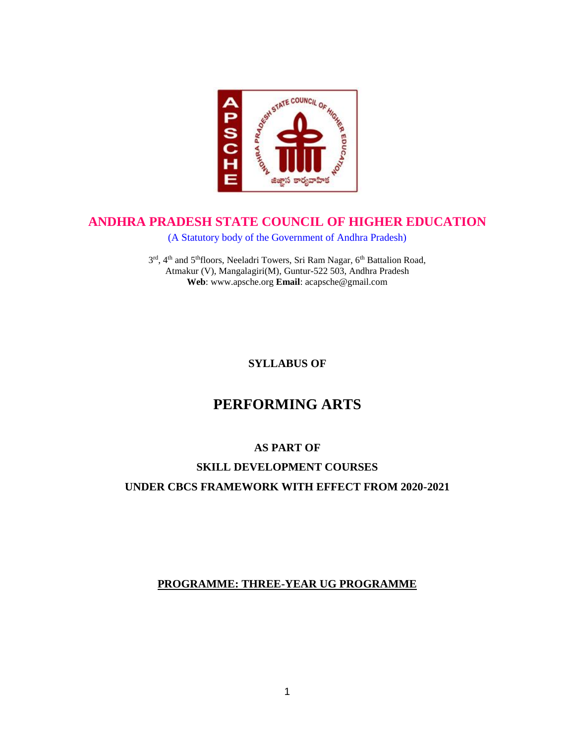# ANDHRA PRADESH STATE COUNCIL OF HIGHER EDUCATION

(A Statutory body of the Government of Andhra Pradesh)

3rd, 4th and 5th floors, Neeladri Towers, Sri Ram Nagar, 6th Battalion Road,
Atmakur (V), Mangalagiri(M), Guntur-522 503, Andhra Pradesh
**Web**: www.apsche.org **Email**: acapsche@gmail.com

**SYLLABUS OF**

# PERFORMING ARTS

**AS PART OF**

**SKILL DEVELOPMENT COURSES**

**UNDER CBCS FRAMEWORK WITH EFFECT FROM 2020-2021**

**PROGRAMME: THREE-YEAR UG PROGRAMME**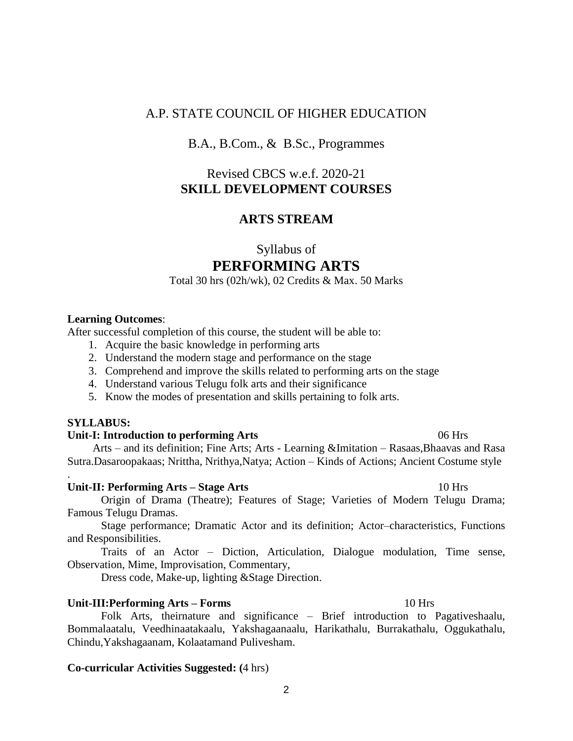A.P. STATE COUNCIL OF HIGHER EDUCATION

B.A., B.Com., & B.Sc., Programmes

Revised CBCS w.e.f. 2020-21
**SKILL DEVELOPMENT COURSES**

**ARTS STREAM**

Syllabus of
# PERFORMING ARTS

Total 30 hrs (02h/wk), 02 Credits & Max. 50 Marks

**Learning Outcomes**:
After successful completion of this course, the student will be able to:

1. Acquire the basic knowledge in performing arts
2. Understand the modern stage and performance on the stage
3. Comprehend and improve the skills related to performing arts on the stage
4. Understand various Telugu folk arts and their significance
5. Know the modes of presentation and skills pertaining to folk arts.

**SYLLABUS:**

**Unit-I: Introduction to performing Arts** 06 Hrs

Arts – and its definition; Fine Arts; Arts - Learning &Imitation – Rasaas,Bhaavas and Rasa Sutra.Dasaroopakaas; Nrittha, Nrithya,Natya; Action – Kinds of Actions; Ancient Costume style
.

**Unit-II: Performing Arts – Stage Arts** 10 Hrs

Origin of Drama (Theatre); Features of Stage; Varieties of Modern Telugu Drama; Famous Telugu Dramas.

Stage performance; Dramatic Actor and its definition; Actor–characteristics, Functions and Responsibilities.

Traits of an Actor – Diction, Articulation, Dialogue modulation, Time sense, Observation, Mime, Improvisation, Commentary,

Dress code, Make-up, lighting &Stage Direction.

**Unit-III:Performing Arts – Forms** 10 Hrs

Folk Arts, theirnature and significance – Brief introduction to Pagativeshaalu, Bommalaatalu, Veedhinaatakaalu, Yakshagaanaalu, Harikathalu, Burrakathalu, Oggukathalu, Chindu,Yakshagaanam, Kolaatamand Pulivesham.

**Co-curricular Activities Suggested: (**4 hrs)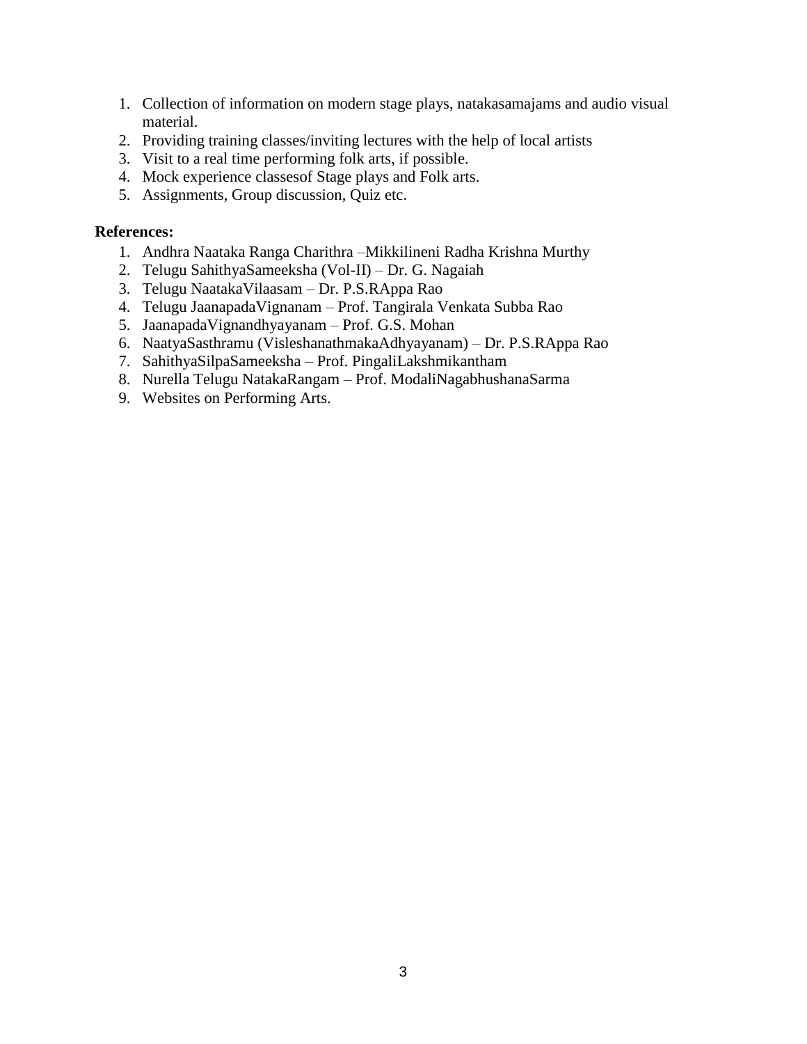1. Collection of information on modern stage plays, natakasamajams and audio visual material.
2. Providing training classes/inviting lectures with the help of local artists
3. Visit to a real time performing folk arts, if possible.
4. Mock experience classesof Stage plays and Folk arts.
5. Assignments, Group discussion, Quiz etc.

**References:**

1. Andhra Naataka Ranga Charithra –Mikkilineni Radha Krishna Murthy
2. Telugu SahithyaSameeksha (Vol-II) – Dr. G. Nagaiah
3. Telugu NaatakaVilaasam – Dr. P.S.RAppa Rao
4. Telugu JaanapadaVignanam – Prof. Tangirala Venkata Subba Rao
5. JaanapadaVignandhyayanam – Prof. G.S. Mohan
6. NaatyaSasthramu (VisleshanathmakaAdhyayanam) – Dr. P.S.RAppa Rao
7. SahithyaSilpaSameeksha – Prof. PingaliLakshmikantham
8. Nurella Telugu NatakaRangam – Prof. ModaliNagabhushanaSarma
9. Websites on Performing Arts.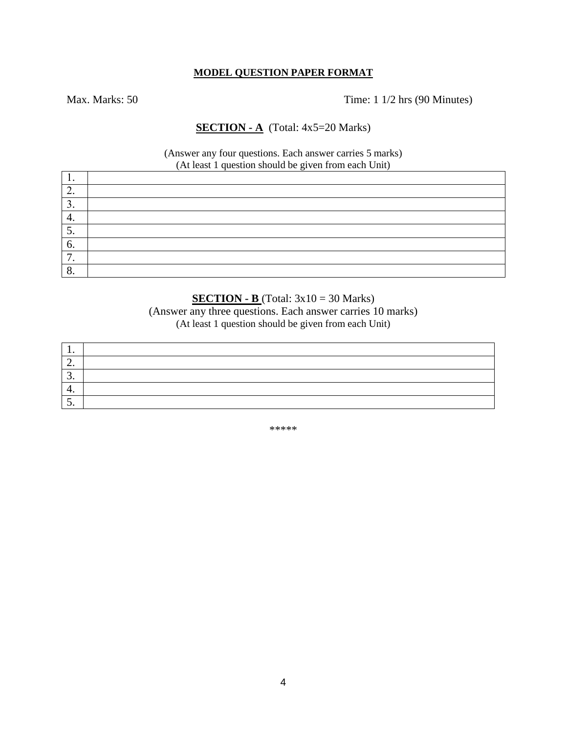**MODEL QUESTION PAPER FORMAT**

Max. Marks: 50 Time: 1 1/2 hrs (90 Minutes)

**SECTION - A** (Total: 4x5=20 Marks)

(Answer any four questions. Each answer carries 5 marks)
(At least 1 question should be given from each Unit)

| | |
|---|---|
| 1. | |
| 2. | |
| 3. | |
| 4. | |
| 5. | |
| 6. | |
| 7. | |
| 8. | |

**SECTION - B** (Total: 3x10 = 30 Marks)

(Answer any three questions. Each answer carries 10 marks)
(At least 1 question should be given from each Unit)

| | |
|---|---|
| 1. | |
| 2. | |
| 3. | |
| 4. | |
| 5. | |

*****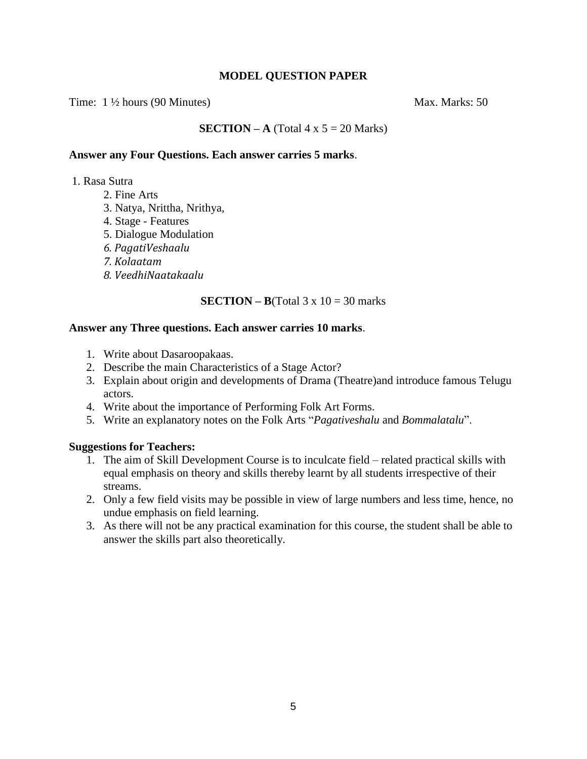**MODEL QUESTION PAPER**

Time: 1 ½ hours (90 Minutes) Max. Marks: 50

**SECTION – A** (Total 4 x 5 = 20 Marks)

**Answer any Four Questions. Each answer carries 5 marks**.

1. Rasa Sutra
2. Fine Arts
3. Natya, Nrittha, Nrithya,
4. Stage - Features
5. Dialogue Modulation
6. *PagatiVeshaalu*
7. *Kolaatam*
8. *VeedhiNaatakaalu*

**SECTION – B**(Total 3 x 10 = 30 marks

**Answer any Three questions. Each answer carries 10 marks**.

1. Write about Dasaroopakaas.
2. Describe the main Characteristics of a Stage Actor?
3. Explain about origin and developments of Drama (Theatre)and introduce famous Telugu actors.
4. Write about the importance of Performing Folk Art Forms.
5. Write an explanatory notes on the Folk Arts "*Pagativeshalu* and *Bommalatalu*".

**Suggestions for Teachers:**

1. The aim of Skill Development Course is to inculcate field – related practical skills with equal emphasis on theory and skills thereby learnt by all students irrespective of their streams.
2. Only a few field visits may be possible in view of large numbers and less time, hence, no undue emphasis on field learning.
3. As there will not be any practical examination for this course, the student shall be able to answer the skills part also theoretically.